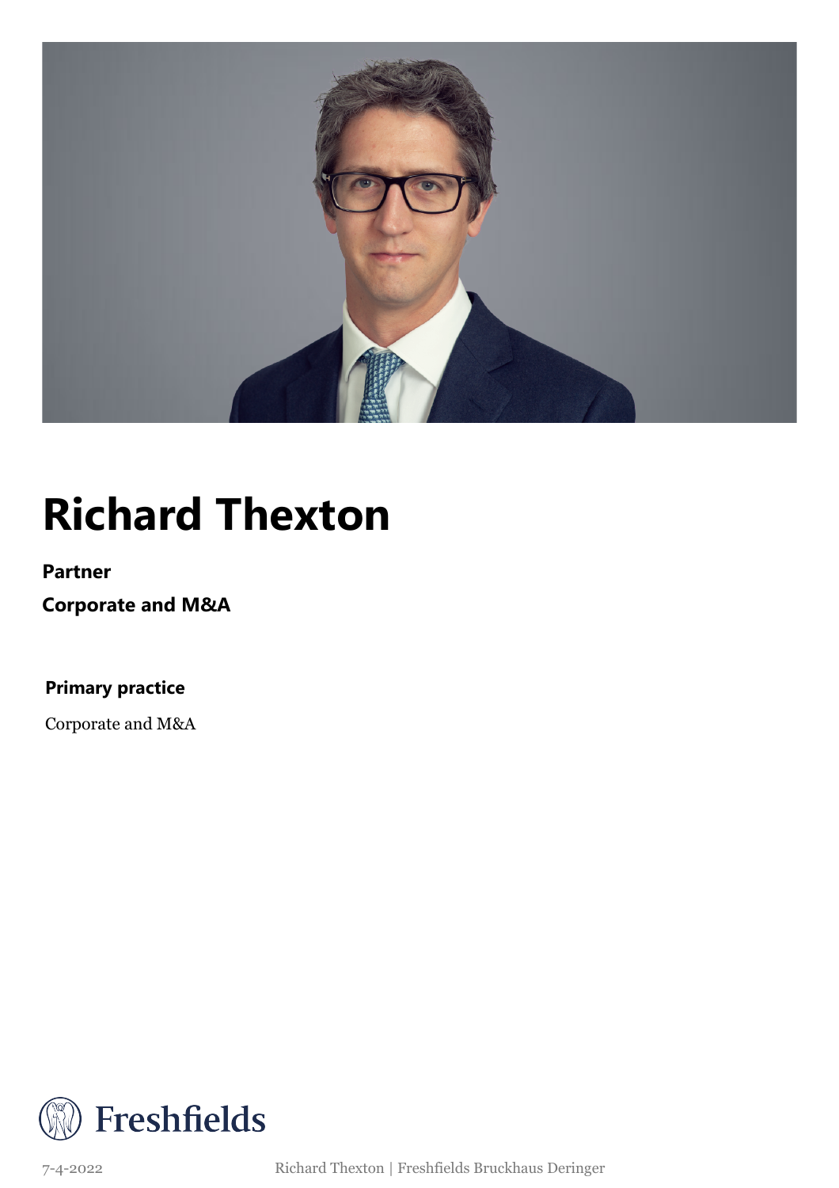# Richard Thexton

**Partner**

**Corporate and M&A**

**Primary practice**

Corporate and M&A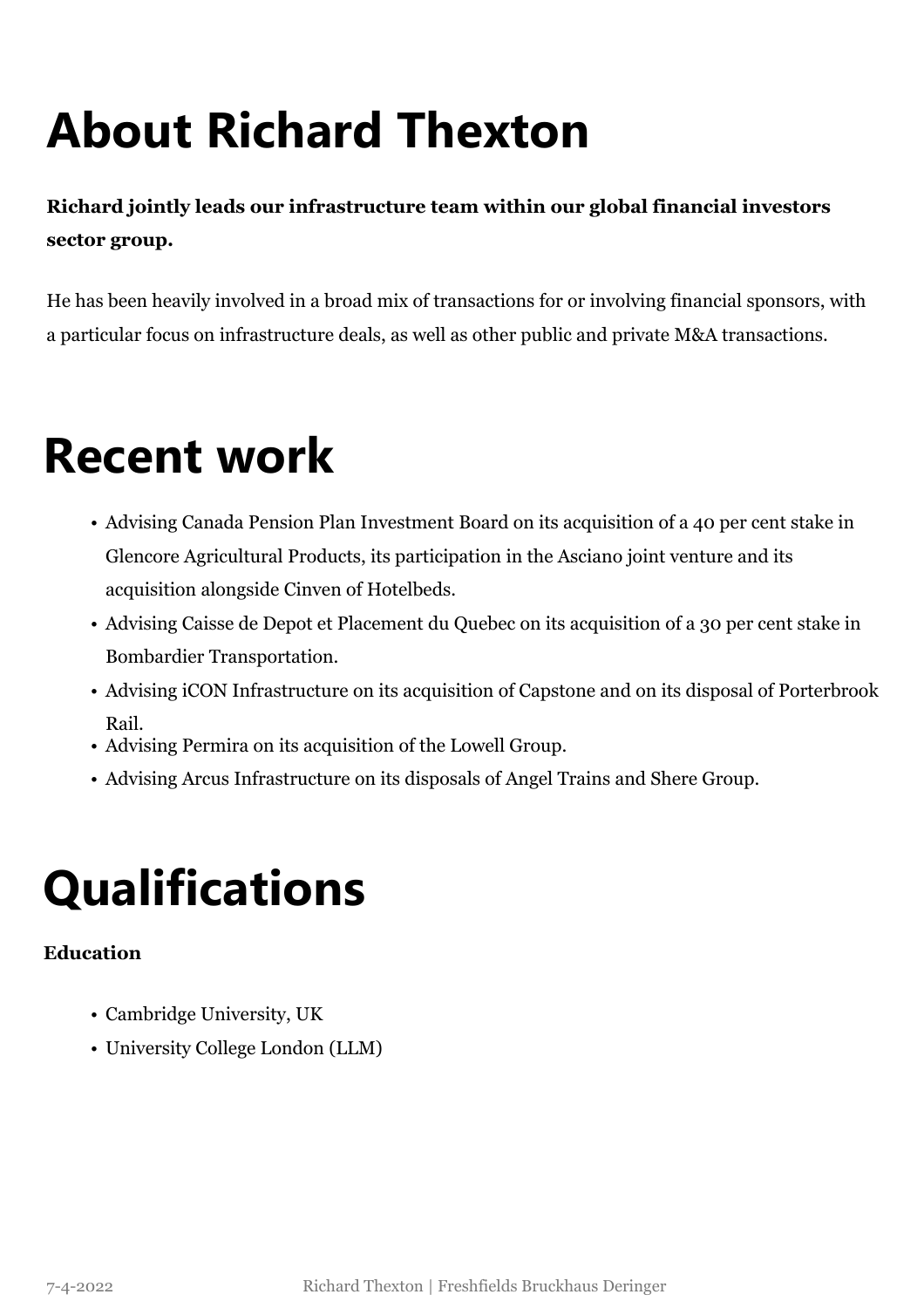# About Richard Thexton

**Richard jointly leads our infrastructure team within our global financial investors sector group.**

He has been heavily involved in a broad mix of transactions for or involving financial sponsors, with a particular focus on infrastructure deals, as well as other public and private M&A transactions.

# Recent work

- Advising Canada Pension Plan Investment Board on its acquisition of a 40 per cent stake in Glencore Agricultural Products, its participation in the Asciano joint venture and its acquisition alongside Cinven of Hotelbeds.
- Advising Caisse de Depot et Placement du Quebec on its acquisition of a 30 per cent stake in Bombardier Transportation.
- Advising iCON Infrastructure on its acquisition of Capstone and on its disposal of Porterbrook Rail.
- Advising Permira on its acquisition of the Lowell Group.
- Advising Arcus Infrastructure on its disposals of Angel Trains and Shere Group.

# Qualifications

**Education**

- Cambridge University, UK
- University College London (LLM)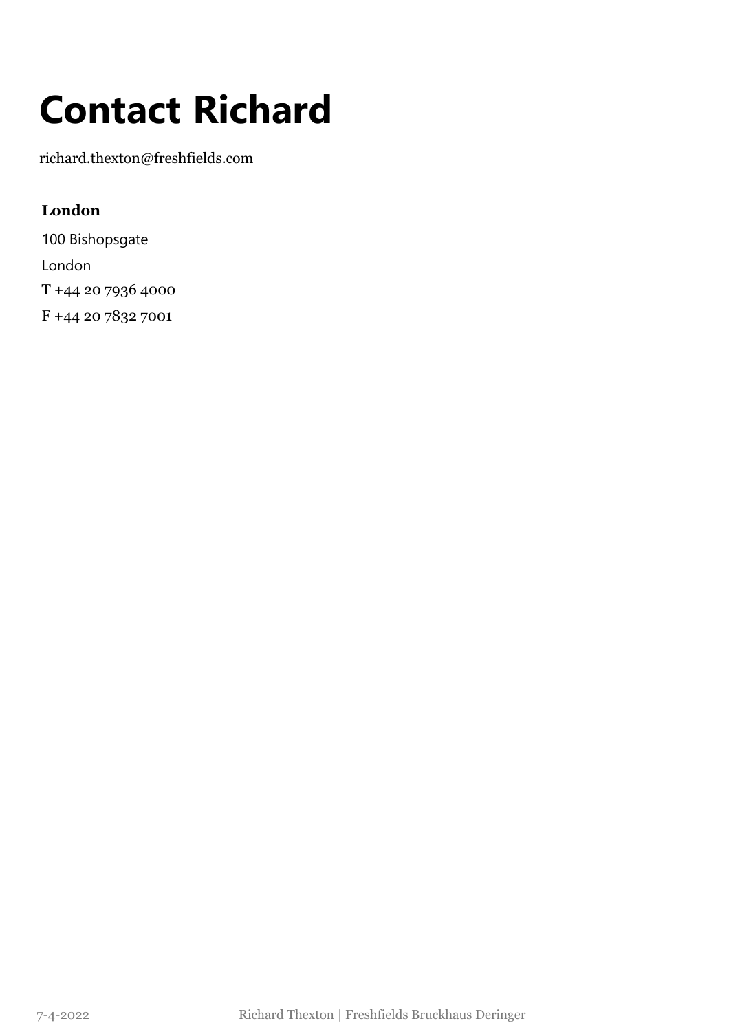# Contact Richard

richard.thexton@freshfields.com

**London**

100 Bishopsgate

London

T +44 20 7936 4000

F +44 20 7832 7001